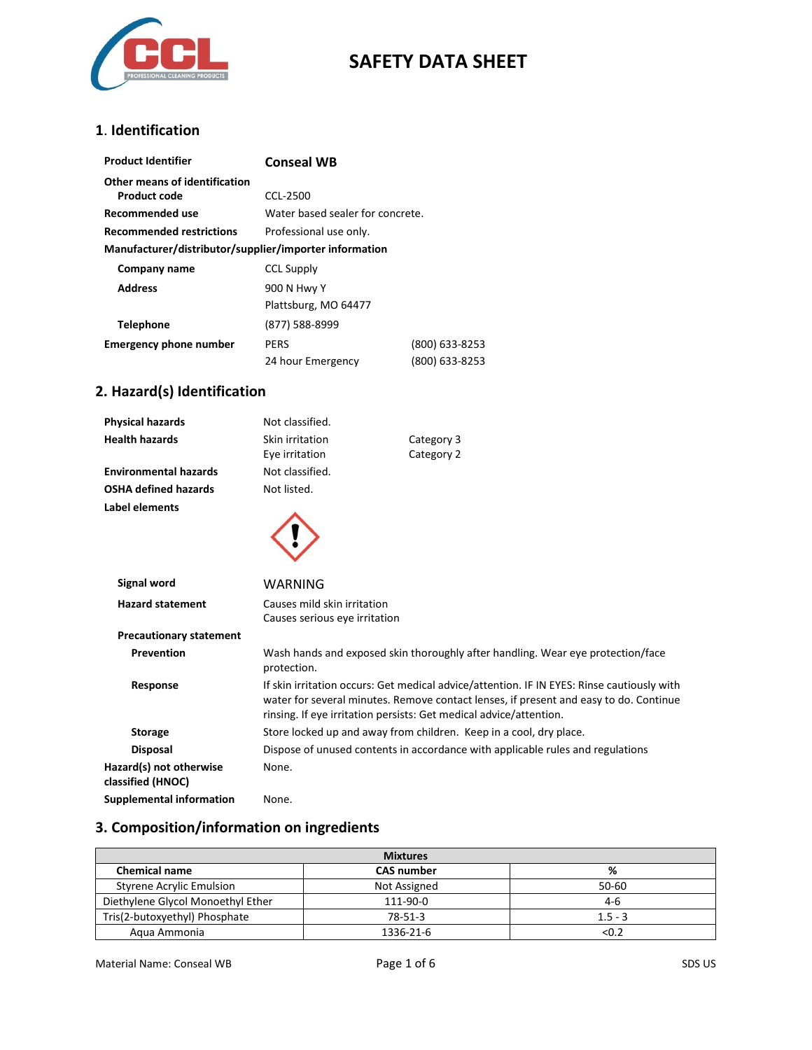# SAFETY DATA SHEET

## 1. Identification

| | | |
|---|---|---|
| **Product Identifier** | **Conseal WB** | |
| **Other means of identification** | | |
| **Product code** | CCL-2500 | |
| **Recommended use** | Water based sealer for concrete. | |
| **Recommended restrictions** | Professional use only. | |
| **Manufacturer/distributor/supplier/importer information** | | |
| **Company name** | CCL Supply | |
| **Address** | 900 N Hwy Y<br>Plattsburg, MO 64477 | |
| **Telephone** | (877) 588-8999 | |
| **Emergency phone number** | PERS | (800) 633-8253 |
| | 24 hour Emergency | (800) 633-8253 |

## 2. Hazard(s) Identification

| | | |
|---|---|---|
| **Physical hazards** | Not classified. | |
| **Health hazards** | Skin irritation | Category 3 |
| | Eye irritation | Category 2 |
| **Environmental hazards** | Not classified. | |
| **OSHA defined hazards** | Not listed. | |
| **Label elements** | | |

**Signal word** WARNING

**Hazard statement**
Causes mild skin irritation
Causes serious eye irritation

**Precautionary statement**

**Prevention** Wash hands and exposed skin thoroughly after handling. Wear eye protection/face protection.

**Response** If skin irritation occurs: Get medical advice/attention. IF IN EYES: Rinse cautiously with water for several minutes. Remove contact lenses, if present and easy to do. Continue rinsing. If eye irritation persists: Get medical advice/attention.

**Storage** Store locked up and away from children. Keep in a cool, dry place.

**Disposal** Dispose of unused contents in accordance with applicable rules and regulations

**Hazard(s) not otherwise classified (HNOC)** None.

**Supplemental information** None.

## 3. Composition/information on ingredients

| Mixtures | | |
|---|---|---|
| **Chemical name** | **CAS number** | **%** |
| Styrene Acrylic Emulsion | Not Assigned | 50-60 |
| Diethylene Glycol Monoethyl Ether | 111-90-0 | 4-6 |
| Tris(2-butoxyethyl) Phosphate | 78-51-3 | 1.5 - 3 |
| Aqua Ammonia | 1336-21-6 | <0.2 |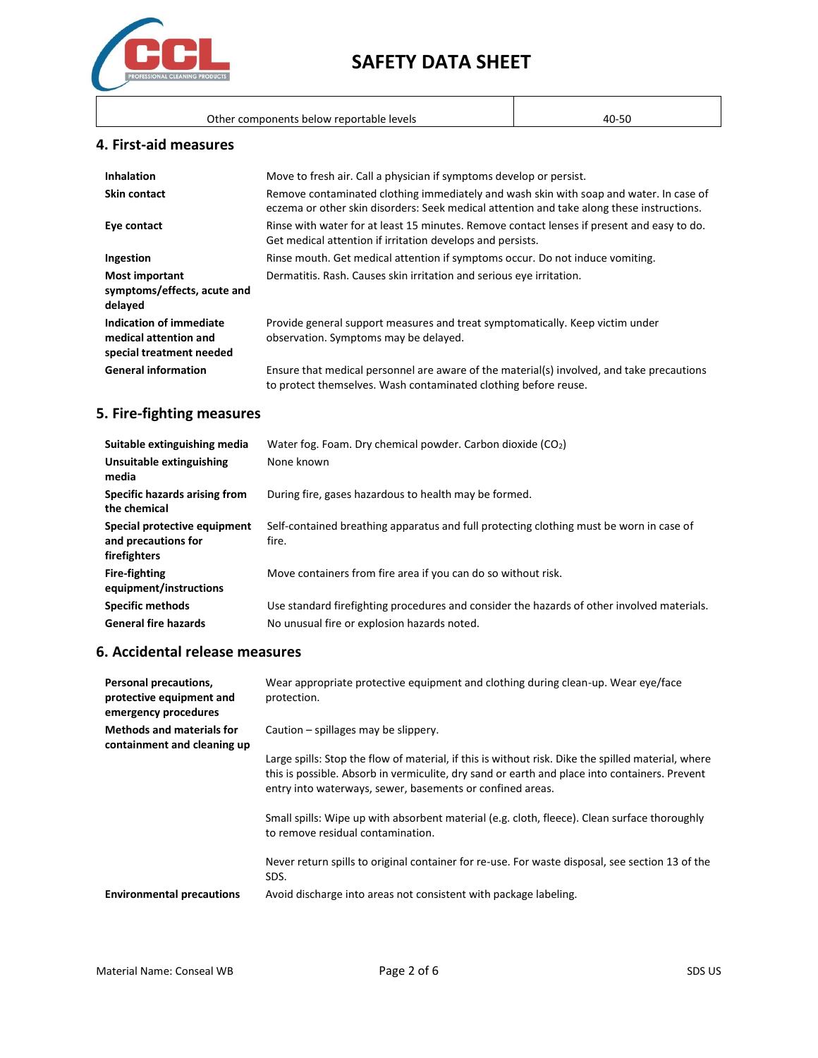| Other components below reportable levels | 40-50 |
|---|---|

## 4. First-aid measures

| | |
|---|---|
| **Inhalation** | Move to fresh air. Call a physician if symptoms develop or persist. |
| **Skin contact** | Remove contaminated clothing immediately and wash skin with soap and water. In case of eczema or other skin disorders: Seek medical attention and take along these instructions. |
| **Eye contact** | Rinse with water for at least 15 minutes. Remove contact lenses if present and easy to do. Get medical attention if irritation develops and persists. |
| **Ingestion** | Rinse mouth. Get medical attention if symptoms occur. Do not induce vomiting. |
| **Most important symptoms/effects, acute and delayed** | Dermatitis. Rash. Causes skin irritation and serious eye irritation. |
| **Indication of immediate medical attention and special treatment needed** | Provide general support measures and treat symptomatically. Keep victim under observation. Symptoms may be delayed. |
| **General information** | Ensure that medical personnel are aware of the material(s) involved, and take precautions to protect themselves. Wash contaminated clothing before reuse. |

## 5. Fire-fighting measures

| | |
|---|---|
| **Suitable extinguishing media** | Water fog. Foam. Dry chemical powder. Carbon dioxide ($CO_2$) |
| **Unsuitable extinguishing media** | None known |
| **Specific hazards arising from the chemical** | During fire, gases hazardous to health may be formed. |
| **Special protective equipment and precautions for firefighters** | Self-contained breathing apparatus and full protecting clothing must be worn in case of fire. |
| **Fire-fighting equipment/instructions** | Move containers from fire area if you can do so without risk. |
| **Specific methods** | Use standard firefighting procedures and consider the hazards of other involved materials. |
| **General fire hazards** | No unusual fire or explosion hazards noted. |

## 6. Accidental release measures

| | |
|---|---|
| **Personal precautions, protective equipment and emergency procedures** | Wear appropriate protective equipment and clothing during clean-up. Wear eye/face protection. |
| **Methods and materials for containment and cleaning up** | Caution – spillages may be slippery.<br><br>Large spills: Stop the flow of material, if this is without risk. Dike the spilled material, where this is possible. Absorb in vermiculite, dry sand or earth and place into containers. Prevent entry into waterways, sewer, basements or confined areas.<br><br>Small spills: Wipe up with absorbent material (e.g. cloth, fleece). Clean surface thoroughly to remove residual contamination.<br><br>Never return spills to original container for re-use. For waste disposal, see section 13 of the SDS. |
| **Environmental precautions** | Avoid discharge into areas not consistent with package labeling. |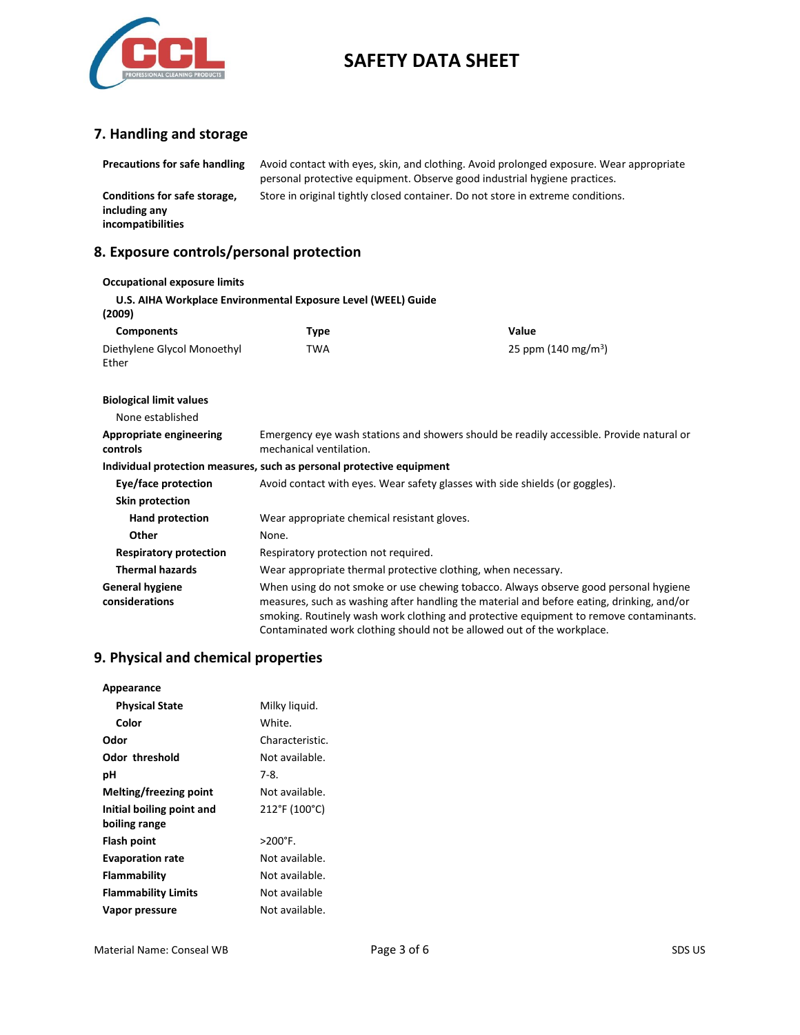## 7. Handling and storage

| | |
|---|---|
| **Precautions for safe handling** | Avoid contact with eyes, skin, and clothing. Avoid prolonged exposure. Wear appropriate personal protective equipment. Observe good industrial hygiene practices. |
| **Conditions for safe storage, including any incompatibilities** | Store in original tightly closed container. Do not store in extreme conditions. |

## 8. Exposure controls/personal protection

**Occupational exposure limits**

**U.S. AIHA Workplace Environmental Exposure Level (WEEL) Guide (2009)**

| Components | Type | Value |
|---|---|---|
| Diethylene Glycol Monoethyl Ether | TWA | 25 ppm (140 mg/m$^3$) |

**Biological limit values**

None established

| | |
|---|---|
| **Appropriate engineering controls** | Emergency eye wash stations and showers should be readily accessible. Provide natural or mechanical ventilation. |

**Individual protection measures, such as personal protective equipment**

| | |
|---|---|
| **Eye/face protection** | Avoid contact with eyes. Wear safety glasses with side shields (or goggles). |
| **Skin protection** | |
| **Hand protection** | Wear appropriate chemical resistant gloves. |
| **Other** | None. |
| **Respiratory protection** | Respiratory protection not required. |
| **Thermal hazards** | Wear appropriate thermal protective clothing, when necessary. |
| **General hygiene considerations** | When using do not smoke or use chewing tobacco. Always observe good personal hygiene measures, such as washing after handling the material and before eating, drinking, and/or smoking. Routinely wash work clothing and protective equipment to remove contaminants. Contaminated work clothing should not be allowed out of the workplace. |

## 9. Physical and chemical properties

| | |
|---|---|
| **Appearance** | |
| **Physical State** | Milky liquid. |
| **Color** | White. |
| **Odor** | Characteristic. |
| **Odor threshold** | Not available. |
| **pH** | 7-8. |
| **Melting/freezing point** | Not available. |
| **Initial boiling point and boiling range** | 212°F (100°C) |
| **Flash point** | >200°F. |
| **Evaporation rate** | Not available. |
| **Flammability** | Not available. |
| **Flammability Limits** | Not available |
| **Vapor pressure** | Not available. |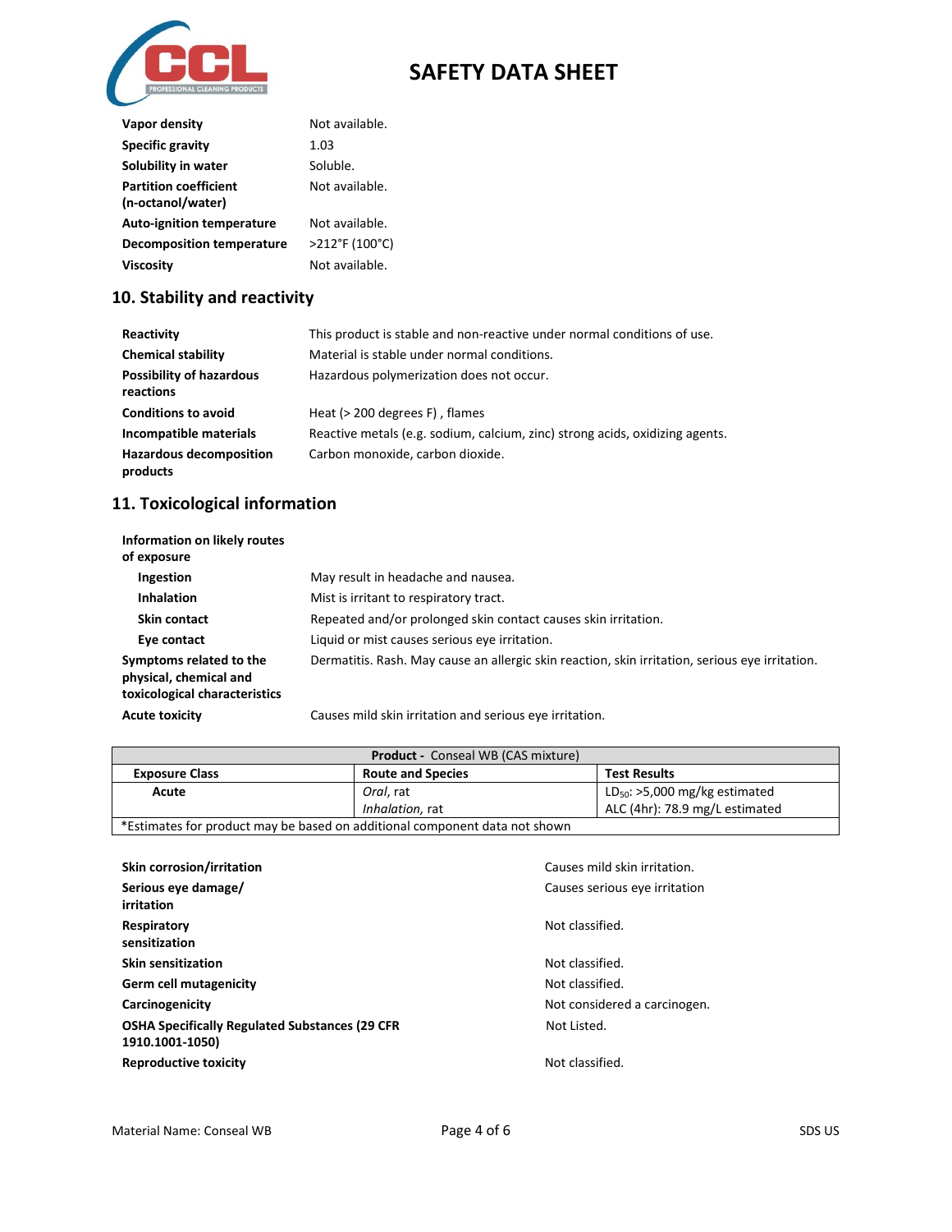| | |
|---|---|
| **Vapor density** | Not available. |
| **Specific gravity** | 1.03 |
| **Solubility in water** | Soluble. |
| **Partition coefficient (n-octanol/water)** | Not available. |
| **Auto-ignition temperature** | Not available. |
| **Decomposition temperature** | >212°F (100°C) |
| **Viscosity** | Not available. |

## 10. Stability and reactivity

| | |
|---|---|
| **Reactivity** | This product is stable and non-reactive under normal conditions of use. |
| **Chemical stability** | Material is stable under normal conditions. |
| **Possibility of hazardous reactions** | Hazardous polymerization does not occur. |
| **Conditions to avoid** | Heat (> 200 degrees F) , flames |
| **Incompatible materials** | Reactive metals (e.g. sodium, calcium, zinc) strong acids, oxidizing agents. |
| **Hazardous decomposition products** | Carbon monoxide, carbon dioxide. |

## 11. Toxicological information

**Information on likely routes of exposure**

| | |
|---|---|
| **Ingestion** | May result in headache and nausea. |
| **Inhalation** | Mist is irritant to respiratory tract. |
| **Skin contact** | Repeated and/or prolonged skin contact causes skin irritation. |
| **Eye contact** | Liquid or mist causes serious eye irritation. |
| **Symptoms related to the physical, chemical and toxicological characteristics** | Dermatitis. Rash. May cause an allergic skin reaction, skin irritation, serious eye irritation. |
| **Acute toxicity** | Causes mild skin irritation and serious eye irritation. |

| **Product -** Conseal WB (CAS mixture) | | |
|---|---|---|
| **Exposure Class** | **Route and Species** | **Test Results** |
| **Acute** | *Oral*, rat | $LD_{50}$: >5,000 mg/kg estimated |
| | *Inhalation*, rat | ALC (4hr): 78.9 mg/L estimated |
| *Estimates for product may be based on additional component data not shown | | |

| | |
|---|---|
| **Skin corrosion/irritation** | Causes mild skin irritation. |
| **Serious eye damage/ irritation** | Causes serious eye irritation |
| **Respiratory sensitization** | Not classified. |
| **Skin sensitization** | Not classified. |
| **Germ cell mutagenicity** | Not classified. |
| **Carcinogenicity** | Not considered a carcinogen. |
| **OSHA Specifically Regulated Substances (29 CFR 1910.1001-1050)** | Not Listed. |
| **Reproductive toxicity** | Not classified. |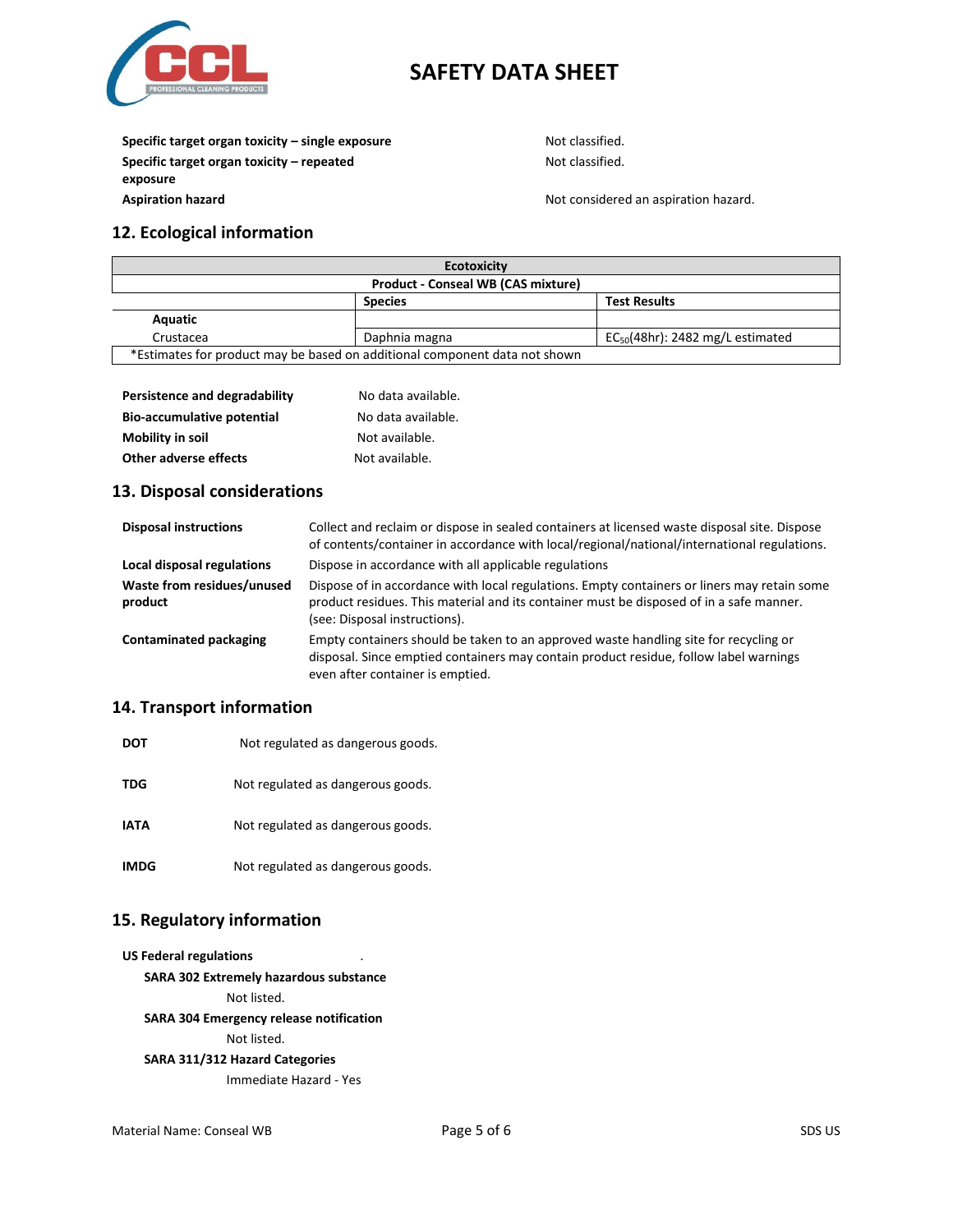| Specific target organ toxicity – single exposure | Not classified. |
|---|---|
| Specific target organ toxicity – repeated exposure | Not classified. |
| Aspiration hazard | Not considered an aspiration hazard. |

## 12. Ecological information

| Ecotoxicity | | |
|---|---|---|
| Product - Conseal WB (CAS mixture) | | |
| | Species | Test Results |
| Aquatic | | |
| Crustacea | Daphnia magna | $EC_{50}$(48hr): 2482 mg/L estimated |
| *Estimates for product may be based on additional component data not shown | | |

| | |
|---|---|
| **Persistence and degradability** | No data available. |
| **Bio-accumulative potential** | No data available. |
| **Mobility in soil** | Not available. |
| **Other adverse effects** | Not available. |

## 13. Disposal considerations

| | |
|---|---|
| **Disposal instructions** | Collect and reclaim or dispose in sealed containers at licensed waste disposal site. Dispose of contents/container in accordance with local/regional/national/international regulations. |
| **Local disposal regulations** | Dispose in accordance with all applicable regulations |
| **Waste from residues/unused product** | Dispose of in accordance with local regulations. Empty containers or liners may retain some product residues. This material and its container must be disposed of in a safe manner. (see: Disposal instructions). |
| **Contaminated packaging** | Empty containers should be taken to an approved waste handling site for recycling or disposal. Since emptied containers may contain product residue, follow label warnings even after container is emptied. |

## 14. Transport information

| | |
|---|---|
| **DOT** | Not regulated as dangerous goods. |
| **TDG** | Not regulated as dangerous goods. |
| **IATA** | Not regulated as dangerous goods. |
| **IMDG** | Not regulated as dangerous goods. |

## 15. Regulatory information

**US Federal regulations** .

**SARA 302 Extremely hazardous substance**

Not listed.

**SARA 304 Emergency release notification**

Not listed.

**SARA 311/312 Hazard Categories**

Immediate Hazard - Yes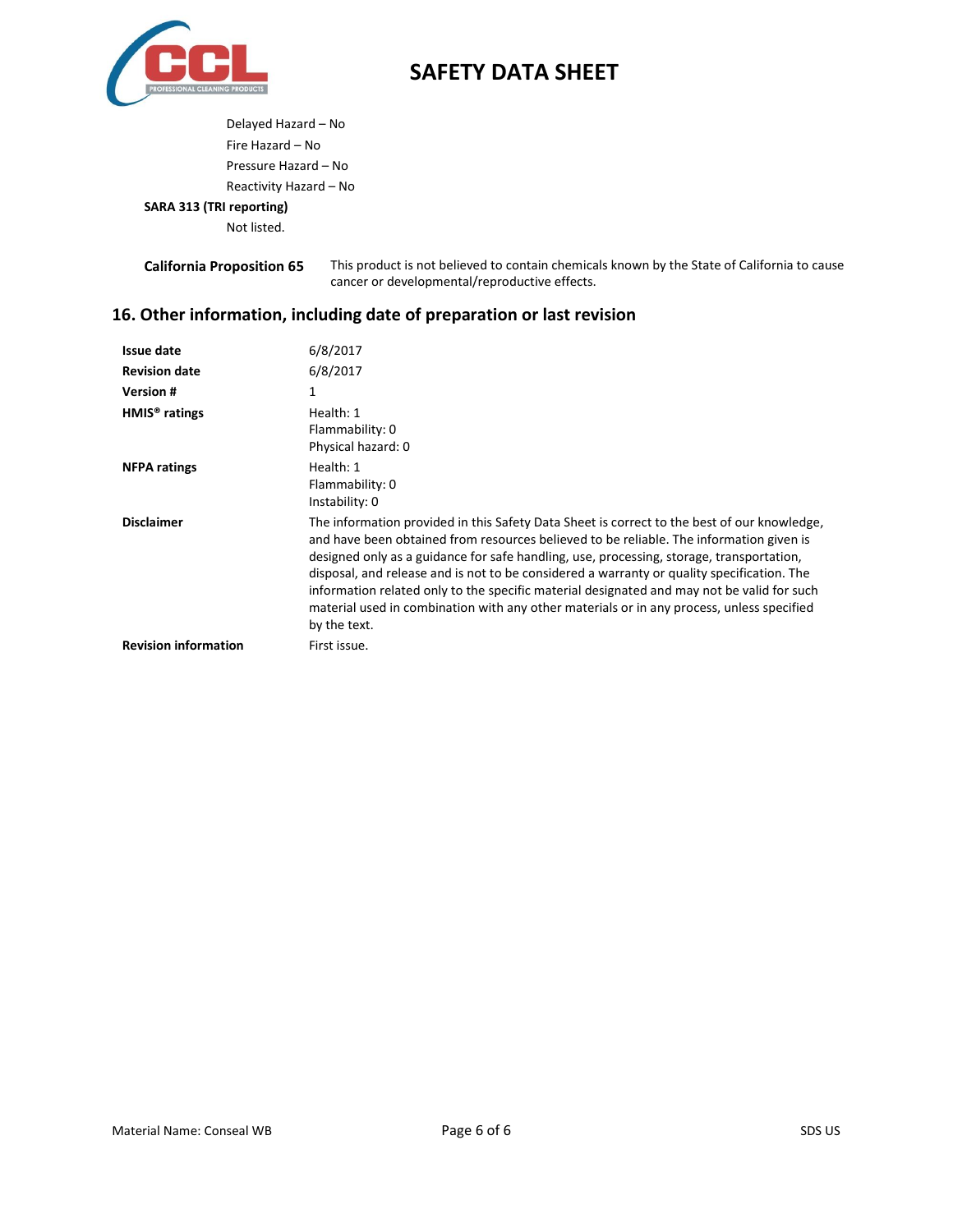Delayed Hazard – No

Fire Hazard – No

Pressure Hazard – No

Reactivity Hazard – No

**SARA 313 (TRI reporting)**

Not listed.

**California Proposition 65** This product is not believed to contain chemicals known by the State of California to cause cancer or developmental/reproductive effects.

## 16. Other information, including date of preparation or last revision

| | |
|---|---|
| **Issue date** | 6/8/2017 |
| **Revision date** | 6/8/2017 |
| **Version #** | 1 |
| **HMIS® ratings** | Health: 1<br>Flammability: 0<br>Physical hazard: 0 |
| **NFPA ratings** | Health: 1<br>Flammability: 0<br>Instability: 0 |
| **Disclaimer** | The information provided in this Safety Data Sheet is correct to the best of our knowledge, and have been obtained from resources believed to be reliable. The information given is designed only as a guidance for safe handling, use, processing, storage, transportation, disposal, and release and is not to be considered a warranty or quality specification. The information related only to the specific material designated and may not be valid for such material used in combination with any other materials or in any process, unless specified by the text. |
| **Revision information** | First issue. |